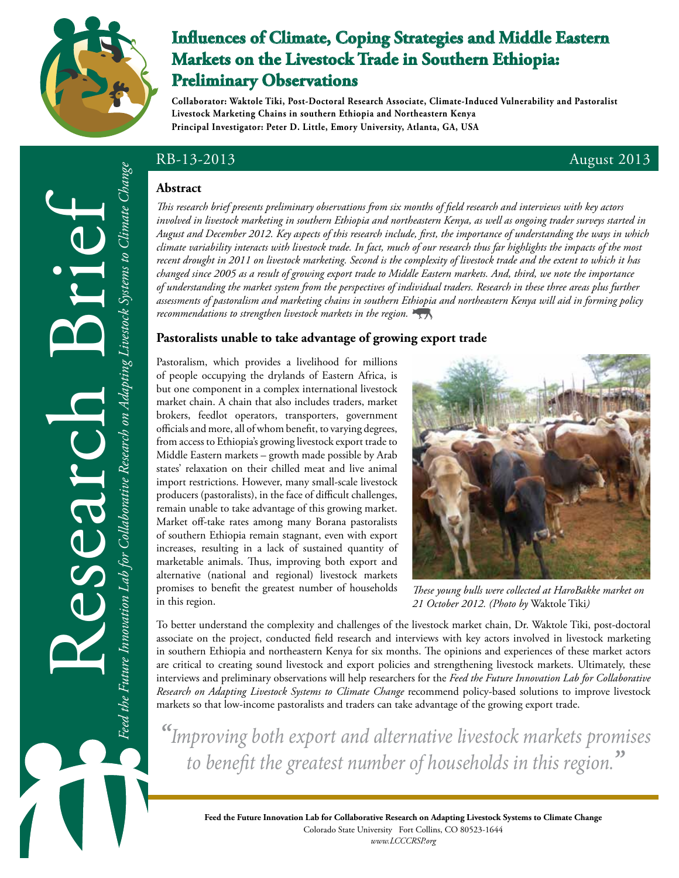# Influences of Climate, Coping Strategies and Middle Eastern Markets on the Livestock Trade in Southern Ethiopia: Preliminary Observations

**Collaborator: Waktole Tiki, Post-Doctoral Research Associate, Climate-Induced Vulnerability and Pastoralist Livestock Marketing Chains in southern Ethiopia and Northeastern Kenya**
**Principal Investigator: Peter D. Little, Emory University, Atlanta, GA, USA**

Research Brief

*Feed the Future Innovation Lab for Collaborative Research on Adapting Livestock Systems to Climate Change*

RB-13-2013 August 2013

## Abstract

*This research brief presents preliminary observations from six months of field research and interviews with key actors involved in livestock marketing in southern Ethiopia and northeastern Kenya, as well as ongoing trader surveys started in August and December 2012. Key aspects of this research include, first, the importance of understanding the ways in which climate variability interacts with livestock trade. In fact, much of our research thus far highlights the impacts of the most recent drought in 2011 on livestock marketing. Second is the complexity of livestock trade and the extent to which it has changed since 2005 as a result of growing export trade to Middle Eastern markets. And, third, we note the importance of understanding the market system from the perspectives of individual traders. Research in these three areas plus further assessments of pastoralism and marketing chains in southern Ethiopia and northeastern Kenya will aid in forming policy recommendations to strengthen livestock markets in the region.*

## Pastoralists unable to take advantage of growing export trade

Pastoralism, which provides a livelihood for millions of people occupying the drylands of Eastern Africa, is but one component in a complex international livestock market chain. A chain that also includes traders, market brokers, feedlot operators, transporters, government officials and more, all of whom benefit, to varying degrees, from access to Ethiopia's growing livestock export trade to Middle Eastern markets – growth made possible by Arab states' relaxation on their chilled meat and live animal import restrictions. However, many small-scale livestock producers (pastoralists), in the face of difficult challenges, remain unable to take advantage of this growing market. Market off-take rates among many Borana pastoralists of southern Ethiopia remain stagnant, even with export increases, resulting in a lack of sustained quantity of marketable animals. Thus, improving both export and alternative (national and regional) livestock markets promises to benefit the greatest number of households in this region.

*These young bulls were collected at HaroBakke market on 21 October 2012. (Photo by* Waktole Tiki*)*

To better understand the complexity and challenges of the livestock market chain, Dr. Waktole Tiki, post-doctoral associate on the project, conducted field research and interviews with key actors involved in livestock marketing in southern Ethiopia and northeastern Kenya for six months. The opinions and experiences of these market actors are critical to creating sound livestock and export policies and strengthening livestock markets. Ultimately, these interviews and preliminary observations will help researchers for the *Feed the Future Innovation Lab for Collaborative Research on Adapting Livestock Systems to Climate Change* recommend policy-based solutions to improve livestock markets so that low-income pastoralists and traders can take advantage of the growing export trade.

> *"Improving both export and alternative livestock markets promises to benefit the greatest number of households in this region."*

**Feed the Future Innovation Lab for Collaborative Research on Adapting Livestock Systems to Climate Change**
Colorado State University Fort Collins, CO 80523-1644
*www.LCCCRSP.org*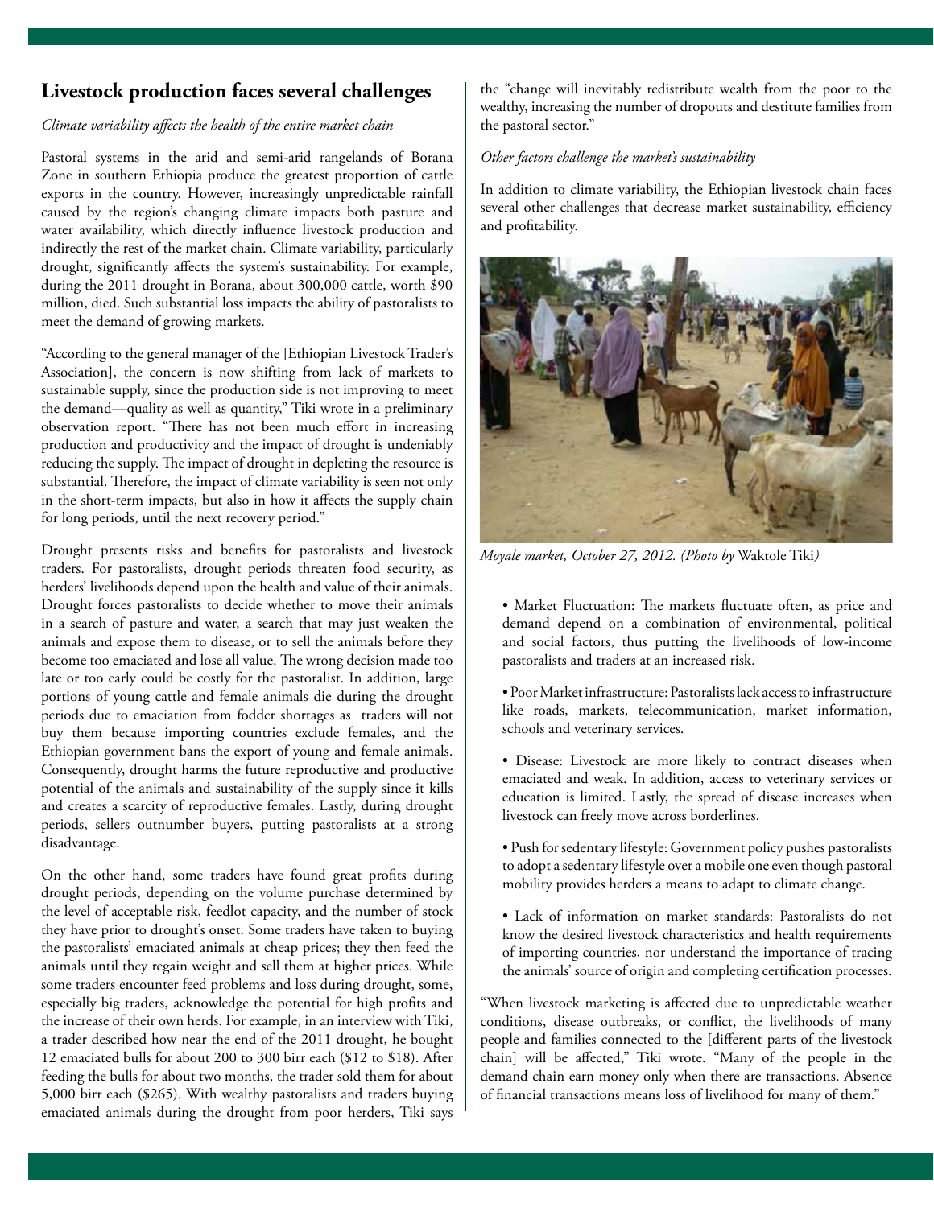## Livestock production faces several challenges

*Climate variability affects the health of the entire market chain*

Pastoral systems in the arid and semi-arid rangelands of Borana Zone in southern Ethiopia produce the greatest proportion of cattle exports in the country. However, increasingly unpredictable rainfall caused by the region's changing climate impacts both pasture and water availability, which directly influence livestock production and indirectly the rest of the market chain. Climate variability, particularly drought, significantly affects the system's sustainability. For example, during the 2011 drought in Borana, about 300,000 cattle, worth $90 million, died. Such substantial loss impacts the ability of pastoralists to meet the demand of growing markets.

"According to the general manager of the [Ethiopian Livestock Trader's Association], the concern is now shifting from lack of markets to sustainable supply, since the production side is not improving to meet the demand—quality as well as quantity," Tiki wrote in a preliminary observation report. "There has not been much effort in increasing production and productivity and the impact of drought is undeniably reducing the supply. The impact of drought in depleting the resource is substantial. Therefore, the impact of climate variability is seen not only in the short-term impacts, but also in how it affects the supply chain for long periods, until the next recovery period."

Drought presents risks and benefits for pastoralists and livestock traders. For pastoralists, drought periods threaten food security, as herders' livelihoods depend upon the health and value of their animals. Drought forces pastoralists to decide whether to move their animals in a search of pasture and water, a search that may just weaken the animals and expose them to disease, or to sell the animals before they become too emaciated and lose all value. The wrong decision made too late or too early could be costly for the pastoralist. In addition, large portions of young cattle and female animals die during the drought periods due to emaciation from fodder shortages as traders will not buy them because importing countries exclude females, and the Ethiopian government bans the export of young and female animals. Consequently, drought harms the future reproductive and productive potential of the animals and sustainability of the supply since it kills and creates a scarcity of reproductive females. Lastly, during drought periods, sellers outnumber buyers, putting pastoralists at a strong disadvantage.

On the other hand, some traders have found great profits during drought periods, depending on the volume purchase determined by the level of acceptable risk, feedlot capacity, and the number of stock they have prior to drought's onset. Some traders have taken to buying the pastoralists' emaciated animals at cheap prices; they then feed the animals until they regain weight and sell them at higher prices. While some traders encounter feed problems and loss during drought, some, especially big traders, acknowledge the potential for high profits and the increase of their own herds. For example, in an interview with Tiki, a trader described how near the end of the 2011 drought, he bought 12 emaciated bulls for about 200 to 300 birr each ($12 to $18). After feeding the bulls for about two months, the trader sold them for about 5,000 birr each ($265). With wealthy pastoralists and traders buying emaciated animals during the drought from poor herders, Tiki says the "change will inevitably redistribute wealth from the poor to the wealthy, increasing the number of dropouts and destitute families from the pastoral sector."

*Other factors challenge the market's sustainability*

In addition to climate variability, the Ethiopian livestock chain faces several other challenges that decrease market sustainability, efficiency and profitability.

*Moyale market, October 27, 2012. (Photo by* Waktole Tiki*)*

- Market Fluctuation: The markets fluctuate often, as price and demand depend on a combination of environmental, political and social factors, thus putting the livelihoods of low-income pastoralists and traders at an increased risk.
- Poor Market infrastructure: Pastoralists lack access to infrastructure like roads, markets, telecommunication, market information, schools and veterinary services.
- Disease: Livestock are more likely to contract diseases when emaciated and weak. In addition, access to veterinary services or education is limited. Lastly, the spread of disease increases when livestock can freely move across borderlines.
- Push for sedentary lifestyle: Government policy pushes pastoralists to adopt a sedentary lifestyle over a mobile one even though pastoral mobility provides herders a means to adapt to climate change.
- Lack of information on market standards: Pastoralists do not know the desired livestock characteristics and health requirements of importing countries, nor understand the importance of tracing the animals' source of origin and completing certification processes.

"When livestock marketing is affected due to unpredictable weather conditions, disease outbreaks, or conflict, the livelihoods of many people and families connected to the [different parts of the livestock chain] will be affected," Tiki wrote. "Many of the people in the demand chain earn money only when there are transactions. Absence of financial transactions means loss of livelihood for many of them."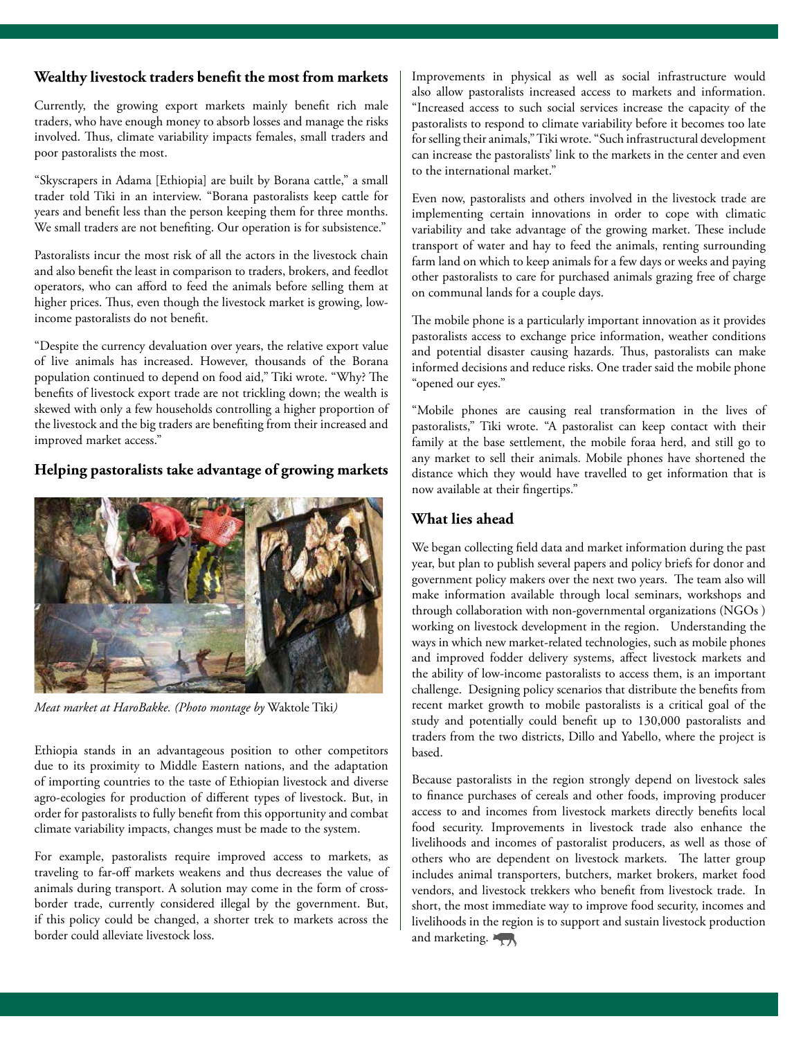## Wealthy livestock traders benefit the most from markets

Currently, the growing export markets mainly benefit rich male traders, who have enough money to absorb losses and manage the risks involved. Thus, climate variability impacts females, small traders and poor pastoralists the most.

"Skyscrapers in Adama [Ethiopia] are built by Borana cattle," a small trader told Tiki in an interview. "Borana pastoralists keep cattle for years and benefit less than the person keeping them for three months. We small traders are not benefiting. Our operation is for subsistence."

Pastoralists incur the most risk of all the actors in the livestock chain and also benefit the least in comparison to traders, brokers, and feedlot operators, who can afford to feed the animals before selling them at higher prices. Thus, even though the livestock market is growing, low-income pastoralists do not benefit.

"Despite the currency devaluation over years, the relative export value of live animals has increased. However, thousands of the Borana population continued to depend on food aid," Tiki wrote. "Why? The benefits of livestock export trade are not trickling down; the wealth is skewed with only a few households controlling a higher proportion of the livestock and the big traders are benefiting from their increased and improved market access."

## Helping pastoralists take advantage of growing markets

*Meat market at HaroBakke. (Photo montage by* Waktole Tiki*)*

Ethiopia stands in an advantageous position to other competitors due to its proximity to Middle Eastern nations, and the adaptation of importing countries to the taste of Ethiopian livestock and diverse agro-ecologies for production of different types of livestock. But, in order for pastoralists to fully benefit from this opportunity and combat climate variability impacts, changes must be made to the system.

For example, pastoralists require improved access to markets, as traveling to far-off markets weakens and thus decreases the value of animals during transport. A solution may come in the form of cross-border trade, currently considered illegal by the government. But, if this policy could be changed, a shorter trek to markets across the border could alleviate livestock loss.

Improvements in physical as well as social infrastructure would also allow pastoralists increased access to markets and information. "Increased access to such social services increase the capacity of the pastoralists to respond to climate variability before it becomes too late for selling their animals," Tiki wrote. "Such infrastructural development can increase the pastoralists' link to the markets in the center and even to the international market."

Even now, pastoralists and others involved in the livestock trade are implementing certain innovations in order to cope with climatic variability and take advantage of the growing market. These include transport of water and hay to feed the animals, renting surrounding farm land on which to keep animals for a few days or weeks and paying other pastoralists to care for purchased animals grazing free of charge on communal lands for a couple days.

The mobile phone is a particularly important innovation as it provides pastoralists access to exchange price information, weather conditions and potential disaster causing hazards. Thus, pastoralists can make informed decisions and reduce risks. One trader said the mobile phone "opened our eyes."

"Mobile phones are causing real transformation in the lives of pastoralists," Tiki wrote. "A pastoralist can keep contact with their family at the base settlement, the mobile foraa herd, and still go to any market to sell their animals. Mobile phones have shortened the distance which they would have travelled to get information that is now available at their fingertips."

## What lies ahead

We began collecting field data and market information during the past year, but plan to publish several papers and policy briefs for donor and government policy makers over the next two years. The team also will make information available through local seminars, workshops and through collaboration with non-governmental organizations (NGOs ) working on livestock development in the region. Understanding the ways in which new market-related technologies, such as mobile phones and improved fodder delivery systems, affect livestock markets and the ability of low-income pastoralists to access them, is an important challenge. Designing policy scenarios that distribute the benefits from recent market growth to mobile pastoralists is a critical goal of the study and potentially could benefit up to 130,000 pastoralists and traders from the two districts, Dillo and Yabello, where the project is based.

Because pastoralists in the region strongly depend on livestock sales to finance purchases of cereals and other foods, improving producer access to and incomes from livestock markets directly benefits local food security. Improvements in livestock trade also enhance the livelihoods and incomes of pastoralist producers, as well as those of others who are dependent on livestock markets. The latter group includes animal transporters, butchers, market brokers, market food vendors, and livestock trekkers who benefit from livestock trade. In short, the most immediate way to improve food security, incomes and livelihoods in the region is to support and sustain livestock production and marketing.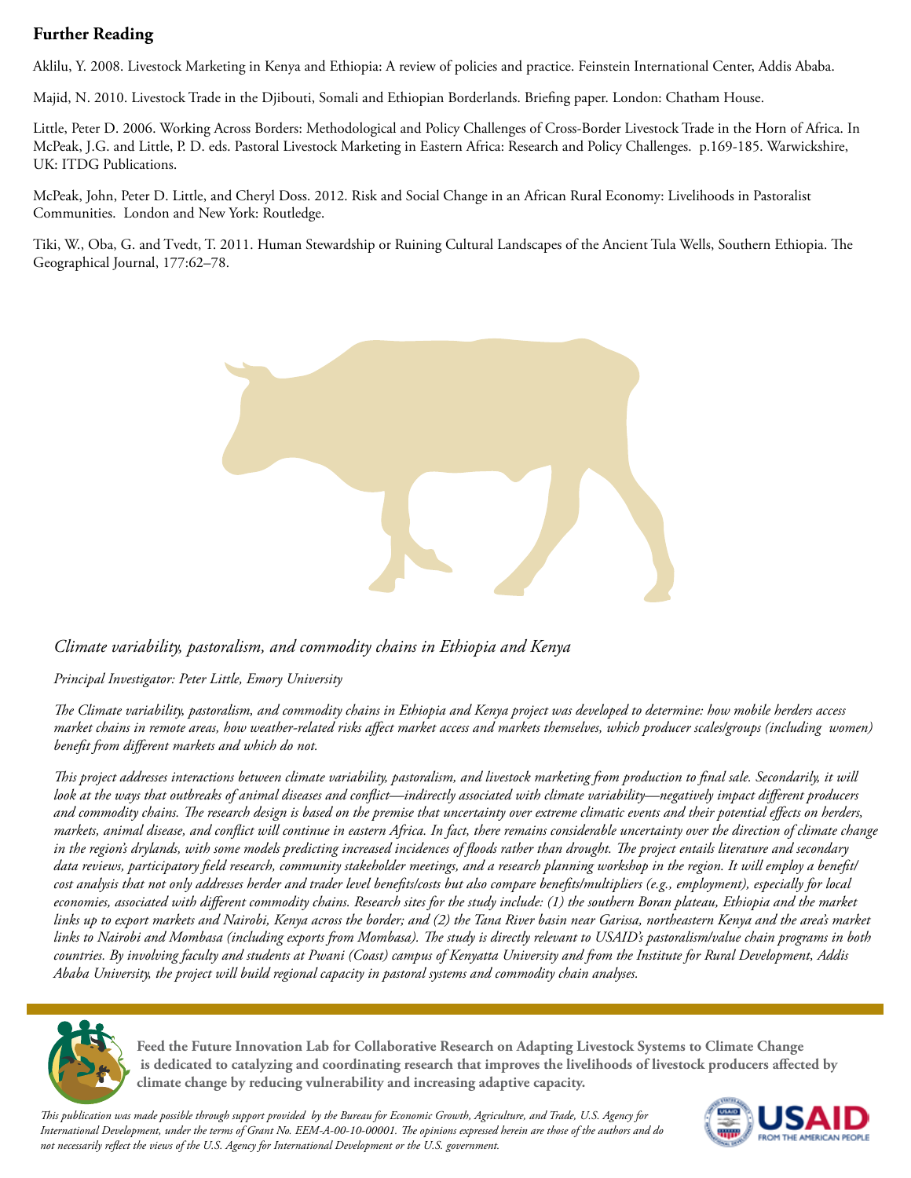## Further Reading

Aklilu, Y. 2008. Livestock Marketing in Kenya and Ethiopia: A review of policies and practice. Feinstein International Center, Addis Ababa.

Majid, N. 2010. Livestock Trade in the Djibouti, Somali and Ethiopian Borderlands. Briefing paper. London: Chatham House.

Little, Peter D. 2006. Working Across Borders: Methodological and Policy Challenges of Cross-Border Livestock Trade in the Horn of Africa. In McPeak, J.G. and Little, P. D. eds. Pastoral Livestock Marketing in Eastern Africa: Research and Policy Challenges. p.169-185. Warwickshire, UK: ITDG Publications.

McPeak, John, Peter D. Little, and Cheryl Doss. 2012. Risk and Social Change in an African Rural Economy: Livelihoods in Pastoralist Communities. London and New York: Routledge.

Tiki, W., Oba, G. and Tvedt, T. 2011. Human Stewardship or Ruining Cultural Landscapes of the Ancient Tula Wells, Southern Ethiopia. The Geographical Journal, 177:62–78.

*Climate variability, pastoralism, and commodity chains in Ethiopia and Kenya*

*Principal Investigator: Peter Little, Emory University*

*The Climate variability, pastoralism, and commodity chains in Ethiopia and Kenya project was developed to determine: how mobile herders access market chains in remote areas, how weather-related risks affect market access and markets themselves, which producer scales/groups (including women) benefit from different markets and which do not.*

*This project addresses interactions between climate variability, pastoralism, and livestock marketing from production to final sale. Secondarily, it will look at the ways that outbreaks of animal diseases and conflict—indirectly associated with climate variability—negatively impact different producers and commodity chains. The research design is based on the premise that uncertainty over extreme climatic events and their potential effects on herders, markets, animal disease, and conflict will continue in eastern Africa. In fact, there remains considerable uncertainty over the direction of climate change in the region's drylands, with some models predicting increased incidences of floods rather than drought. The project entails literature and secondary data reviews, participatory field research, community stakeholder meetings, and a research planning workshop in the region. It will employ a benefit/cost analysis that not only addresses herder and trader level benefits/costs but also compare benefits/multipliers (e.g., employment), especially for local economies, associated with different commodity chains. Research sites for the study include: (1) the southern Boran plateau, Ethiopia and the market links up to export markets and Nairobi, Kenya across the border; and (2) the Tana River basin near Garissa, northeastern Kenya and the area's market links to Nairobi and Mombasa (including exports from Mombasa). The study is directly relevant to USAID's pastoralism/value chain programs in both countries. By involving faculty and students at Pwani (Coast) campus of Kenyatta University and from the Institute for Rural Development, Addis Ababa University, the project will build regional capacity in pastoral systems and commodity chain analyses.*

**Feed the Future Innovation Lab for Collaborative Research on Adapting Livestock Systems to Climate Change is dedicated to catalyzing and coordinating research that improves the livelihoods of livestock producers affected by climate change by reducing vulnerability and increasing adaptive capacity.**

*This publication was made possible through support provided by the Bureau for Economic Growth, Agriculture, and Trade, U.S. Agency for International Development, under the terms of Grant No. EEM-A-00-10-00001. The opinions expressed herein are those of the authors and do not necessarily reflect the views of the U.S. Agency for International Development or the U.S. government.*

USAID FROM THE AMERICAN PEOPLE